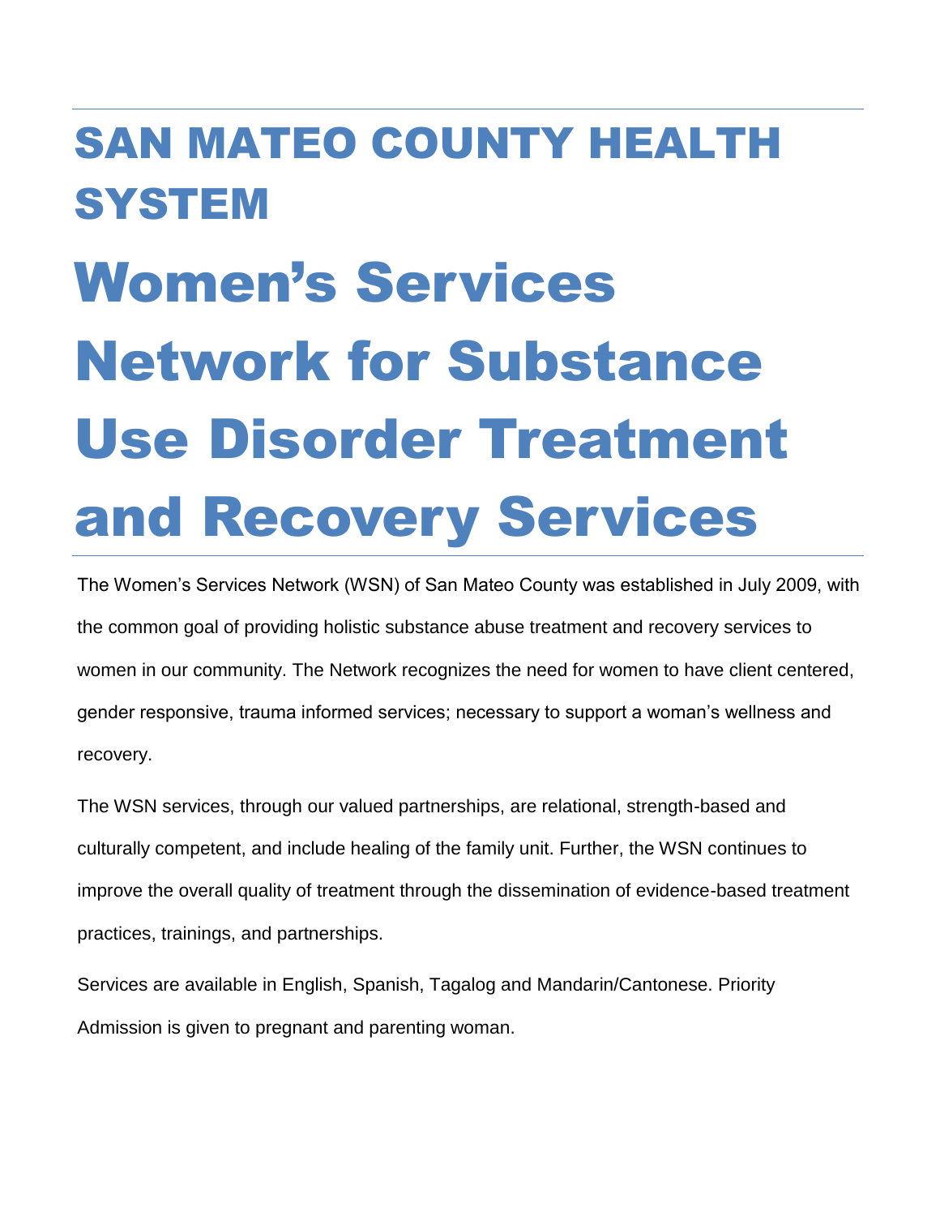# SAN MATEO COUNTY HEALTH SYSTEM

# Women's Services Network for Substance Use Disorder Treatment and Recovery Services

The Women's Services Network (WSN) of San Mateo County was established in July 2009, with the common goal of providing holistic substance abuse treatment and recovery services to women in our community. The Network recognizes the need for women to have client centered, gender responsive, trauma informed services; necessary to support a woman's wellness and recovery.

The WSN services, through our valued partnerships, are relational, strength-based and culturally competent, and include healing of the family unit. Further, the WSN continues to improve the overall quality of treatment through the dissemination of evidence-based treatment practices, trainings, and partnerships.

Services are available in English, Spanish, Tagalog and Mandarin/Cantonese. Priority Admission is given to pregnant and parenting woman.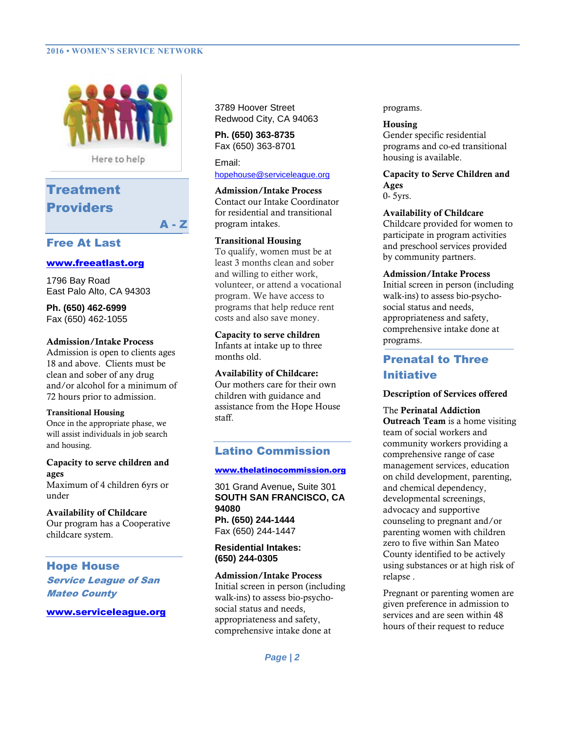# Treatment Providers

**A - Z**

## Free At Last

**www.freeatlast.org**

1796 Bay Road
East Palo Alto, CA 94303

**Ph. (650) 462-6999**
Fax (650) 462-1055

**Admission/Intake Process**
Admission is open to clients ages 18 and above. Clients must be clean and sober of any drug and/or alcohol for a minimum of 72 hours prior to admission.

**Transitional Housing**
Once in the appropriate phase, we will assist individuals in job search and housing.

**Capacity to serve children and ages**
Maximum of 4 children 6yrs or under

**Availability of Childcare**
Our program has a Cooperative childcare system.

## Hope House

***Service League of San Mateo County***

**www.serviceleague.org**

3789 Hoover Street
Redwood City, CA 94063

**Ph. (650) 363-8735**
Fax (650) 363-8701

Email:
hopehouse@serviceleague.org

**Admission/Intake Process**
Contact our Intake Coordinator for residential and transitional program intakes.

**Transitional Housing**
To qualify, women must be at least 3 months clean and sober and willing to either work, volunteer, or attend a vocational program. We have access to programs that help reduce rent costs and also save money.

**Capacity to serve children**
Infants at intake up to three months old.

**Availability of Childcare:**
Our mothers care for their own children with guidance and assistance from the Hope House staff.

## Latino Commission

**www.thelatinocommission.org**

301 Grand Avenue**,** Suite 301
**SOUTH SAN FRANCISCO, CA 94080**
**Ph. (650) 244-1444**
Fax (650) 244-1447

**Residential Intakes:**
**(650) 244-0305**

**Admission/Intake Process**
Initial screen in person (including walk-ins) to assess bio-psycho-social status and needs, appropriateness and safety, comprehensive intake done at programs.

**Housing**
Gender specific residential programs and co-ed transitional housing is available.

**Capacity to Serve Children and Ages**
0- 5yrs.

**Availability of Childcare**
Childcare provided for women to participate in program activities and preschool services provided by community partners.

**Admission/Intake Process**
Initial screen in person (including walk-ins) to assess bio-psycho-social status and needs, appropriateness and safety, comprehensive intake done at programs.

## Prenatal to Three Initiative

**Description of Services offered**

The **Perinatal Addiction Outreach Team** is a home visiting team of social workers and community workers providing a comprehensive range of case management services, education on child development, parenting, and chemical dependency, developmental screenings, advocacy and supportive counseling to pregnant and/or parenting women with children zero to five within San Mateo County identified to be actively using substances or at high risk of relapse .

Pregnant or parenting women are given preference in admission to services and are seen within 48 hours of their request to reduce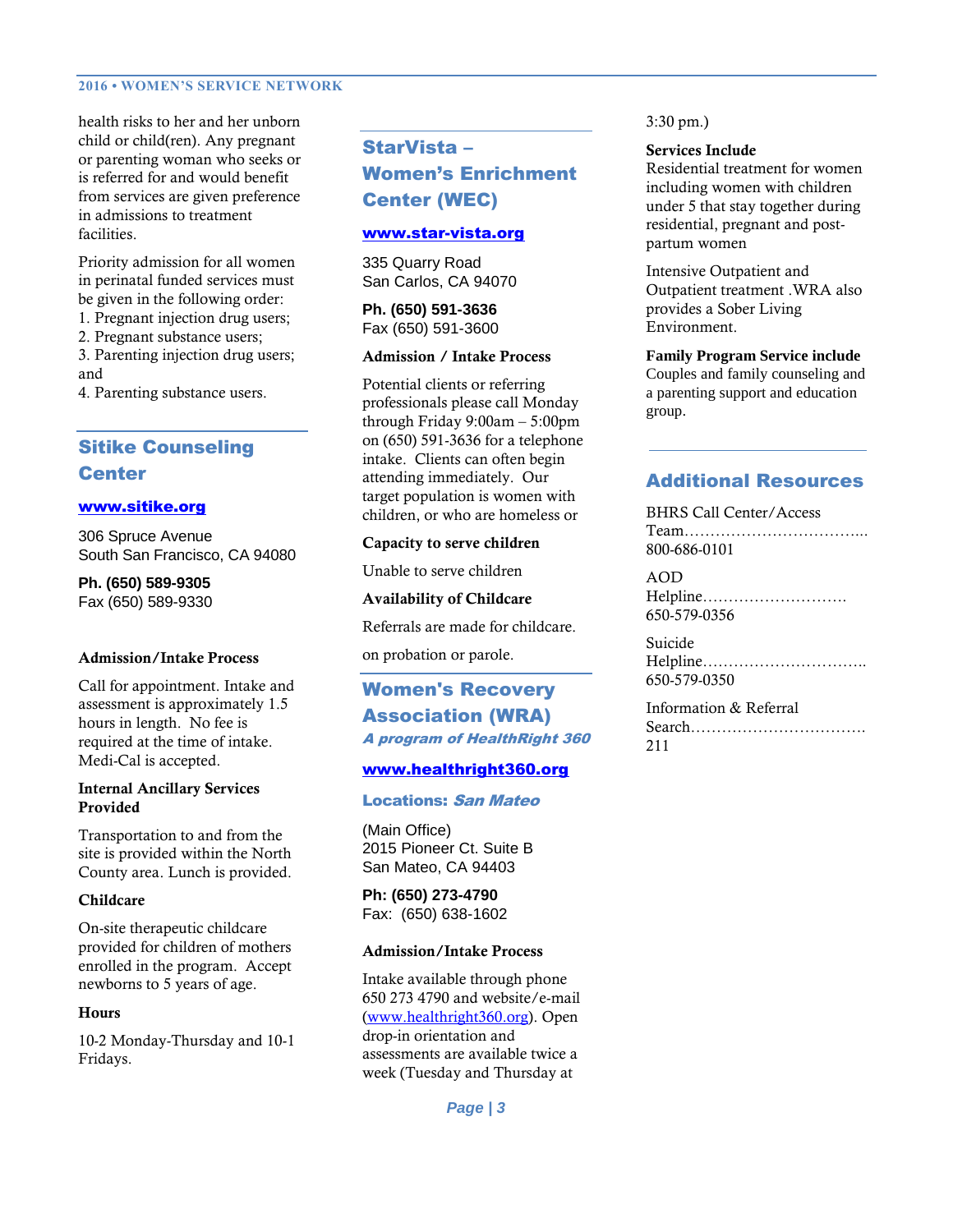health risks to her and her unborn child or child(ren). Any pregnant or parenting woman who seeks or is referred for and would benefit from services are given preference in admissions to treatment facilities.

Priority admission for all women in perinatal funded services must be given in the following order:
1. Pregnant injection drug users;
2. Pregnant substance users;
3. Parenting injection drug users; and
4. Parenting substance users.

## Sitike Counseling Center

**www.sitike.org**

306 Spruce Avenue
South San Francisco, CA 94080

**Ph. (650) 589-9305**
Fax (650) 589-9330

**Admission/Intake Process**

Call for appointment. Intake and assessment is approximately 1.5 hours in length. No fee is required at the time of intake. Medi-Cal is accepted.

**Internal Ancillary Services Provided**

Transportation to and from the site is provided within the North County area. Lunch is provided.

**Childcare**

On-site therapeutic childcare provided for children of mothers enrolled in the program. Accept newborns to 5 years of age.

**Hours**

10-2 Monday-Thursday and 10-1 Fridays.

## StarVista – Women's Enrichment Center (WEC)

**www.star-vista.org**

335 Quarry Road
San Carlos, CA 94070

**Ph. (650) 591-3636**
Fax (650) 591-3600

**Admission / Intake Process**

Potential clients or referring professionals please call Monday through Friday 9:00am – 5:00pm on (650) 591-3636 for a telephone intake. Clients can often begin attending immediately. Our target population is women with children, or who are homeless or on probation or parole.

**Capacity to serve children**

Unable to serve children

**Availability of Childcare**

Referrals are made for childcare.

## Women's Recovery Association (WRA)

***A program of HealthRight 360***

**www.healthright360.org**

**Locations:** ***San Mateo***

(Main Office)
2015 Pioneer Ct. Suite B
San Mateo, CA 94403

**Ph: (650) 273-4790**
Fax: (650) 638-1602

**Admission/Intake Process**

Intake available through phone 650 273 4790 and website/e-mail (www.healthright360.org). Open drop-in orientation and assessments are available twice a week (Tuesday and Thursday at 3:30 pm.)

**Services Include**
Residential treatment for women including women with children under 5 that stay together during residential, pregnant and post-partum women

Intensive Outpatient and Outpatient treatment .WRA also provides a Sober Living Environment.

**Family Program Service include**
Couples and family counseling and a parenting support and education group.

## Additional Resources

BHRS Call Center/Access Team…………………………….. 800-686-0101

AOD Helpline………………………. 650-579-0356

Suicide Helpline………………………….. 650-579-0350

Information & Referral Search……………………………. 211